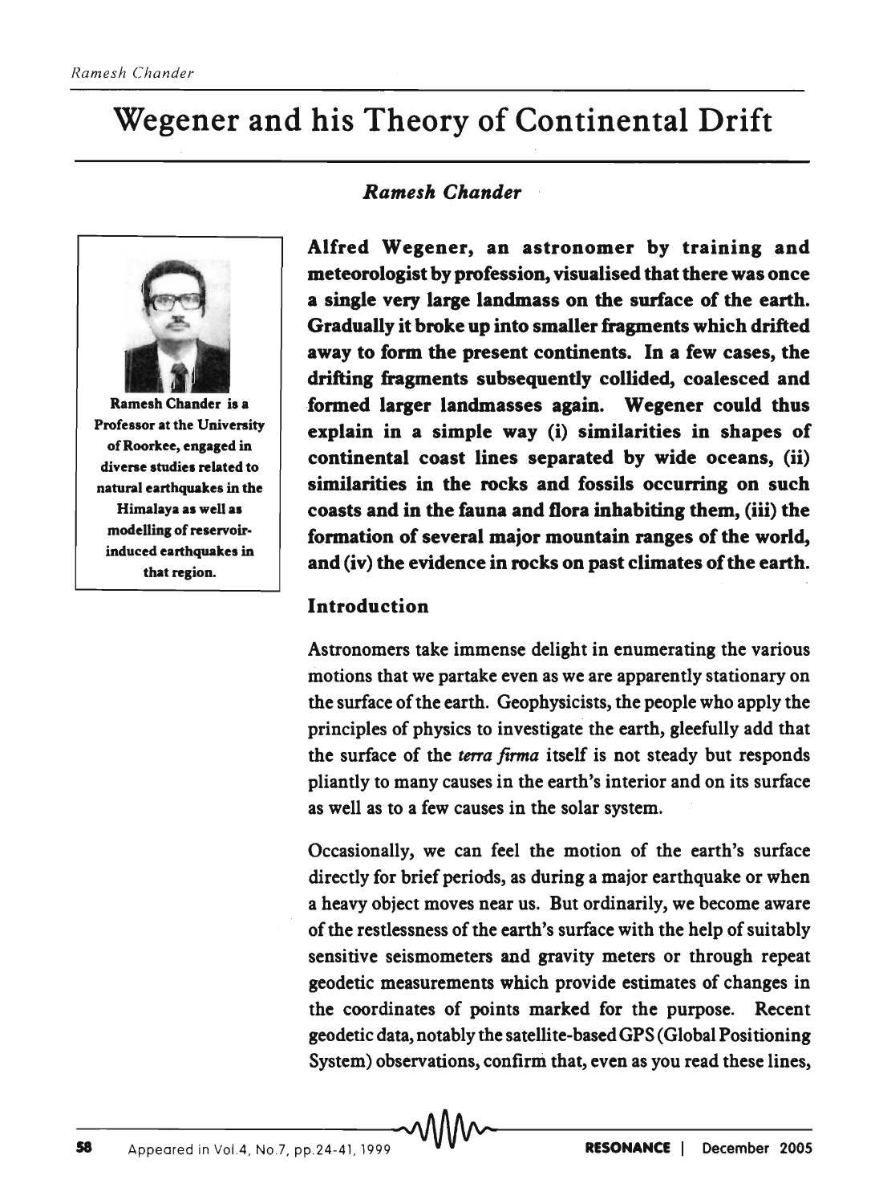# Wegener and his Theory of Continental Drift

*Ramesh Chander*

Ramesh Chander is a Professor at the University of Roorkee, engaged in diverse studies related to natural earthquakes in the Himalaya as well as modelling of reservoir-induced earthquakes in that region.

**Alfred Wegener, an astronomer by training and meteorologist by profession, visualised that there was once a single very large landmass on the surface of the earth. Gradually it broke up into smaller fragments which drifted away to form the present continents. In a few cases, the drifting fragments subsequently collided, coalesced and formed larger landmasses again. Wegener could thus explain in a simple way (i) similarities in shapes of continental coast lines separated by wide oceans, (ii) similarities in the rocks and fossils occurring on such coasts and in the fauna and flora inhabiting them, (iii) the formation of several major mountain ranges of the world, and (iv) the evidence in rocks on past climates of the earth.**

## Introduction

Astronomers take immense delight in enumerating the various motions that we partake even as we are apparently stationary on the surface of the earth. Geophysicists, the people who apply the principles of physics to investigate the earth, gleefully add that the surface of the *terra firma* itself is not steady but responds pliantly to many causes in the earth's interior and on its surface as well as to a few causes in the solar system.

Occasionally, we can feel the motion of the earth's surface directly for brief periods, as during a major earthquake or when a heavy object moves near us. But ordinarily, we become aware of the restlessness of the earth's surface with the help of suitably sensitive seismometers and gravity meters or through repeat geodetic measurements which provide estimates of changes in the coordinates of points marked for the purpose. Recent geodetic data, notably the satellite-based GPS (Global Positioning System) observations, confirm that, even as you read these lines,

Appeared in Vol.4, No.7, pp.24-41, 1999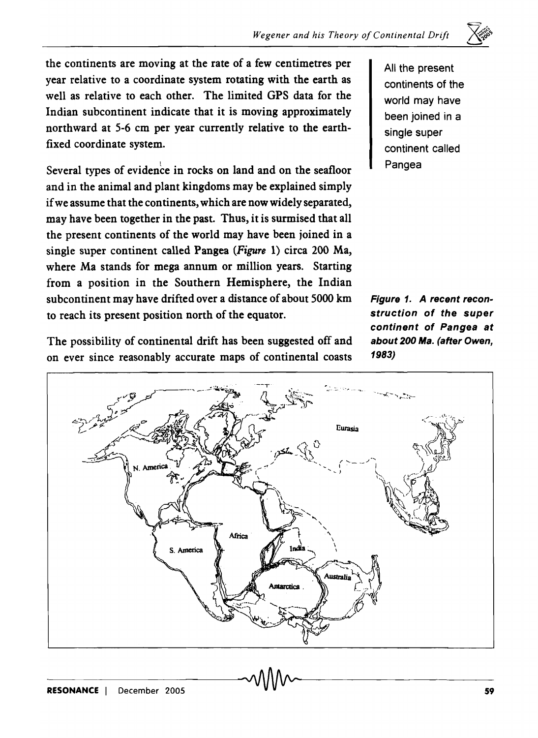the continents are moving at the rate of a few centimetres per year relative to a coordinate system rotating with the earth as well as relative to each other. The limited GPS data for the Indian subcontinent indicate that it is moving approximately northward at 5-6 cm per year currently relative to the earth-fixed coordinate system.

Several types of evidence in rocks on land and on the seafloor and in the animal and plant kingdoms may be explained simply if we assume that the continents, which are now widely separated, may have been together in the past. Thus, it is surmised that all the present continents of the world may have been joined in a single super continent called Pangea (*Figure* 1) circa 200 Ma, where Ma stands for mega annum or million years. Starting from a position in the Southern Hemisphere, the Indian subcontinent may have drifted over a distance of about 5000 km to reach its present position north of the equator.

The possibility of continental drift has been suggested off and on ever since reasonably accurate maps of continental coasts

All the present continents of the world may have been joined in a single super continent called Pangea

***Figure 1. A recent reconstruction of the super continent of Pangea at about 200 Ma. (after Owen, 1983)***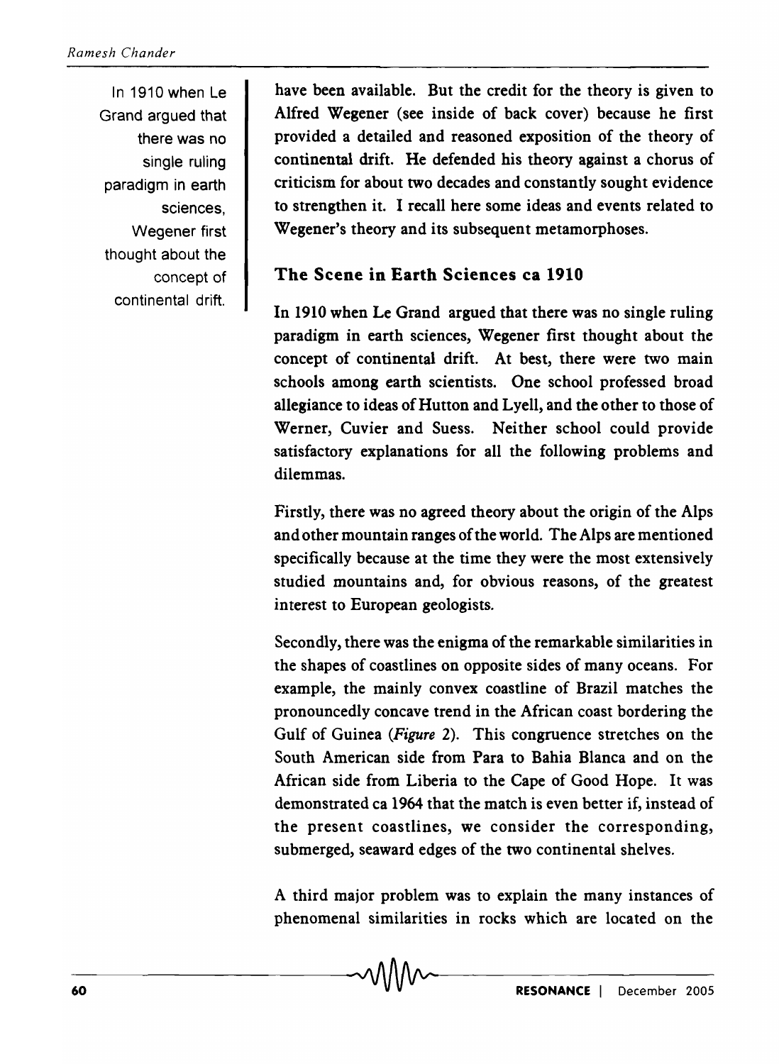In 1910 when Le Grand argued that there was no single ruling paradigm in earth sciences, Wegener first thought about the concept of continental drift.

have been available. But the credit for the theory is given to Alfred Wegener (see inside of back cover) because he first provided a detailed and reasoned exposition of the theory of continental drift. He defended his theory against a chorus of criticism for about two decades and constantly sought evidence to strengthen it. I recall here some ideas and events related to Wegener's theory and its subsequent metamorphoses.

## The Scene in Earth Sciences ca 1910

In 1910 when Le Grand argued that there was no single ruling paradigm in earth sciences, Wegener first thought about the concept of continental drift. At best, there were two main schools among earth scientists. One school professed broad allegiance to ideas of Hutton and Lyell, and the other to those of Werner, Cuvier and Suess. Neither school could provide satisfactory explanations for all the following problems and dilemmas.

Firstly, there was no agreed theory about the origin of the Alps and other mountain ranges of the world. The Alps are mentioned specifically because at the time they were the most extensively studied mountains and, for obvious reasons, of the greatest interest to European geologists.

Secondly, there was the enigma of the remarkable similarities in the shapes of coastlines on opposite sides of many oceans. For example, the mainly convex coastline of Brazil matches the pronouncedly concave trend in the African coast bordering the Gulf of Guinea (*Figure* 2). This congruence stretches on the South American side from Para to Bahia Blanca and on the African side from Liberia to the Cape of Good Hope. It was demonstrated ca 1964 that the match is even better if, instead of the present coastlines, we consider the corresponding, submerged, seaward edges of the two continental shelves.

A third major problem was to explain the many instances of phenomenal similarities in rocks which are located on the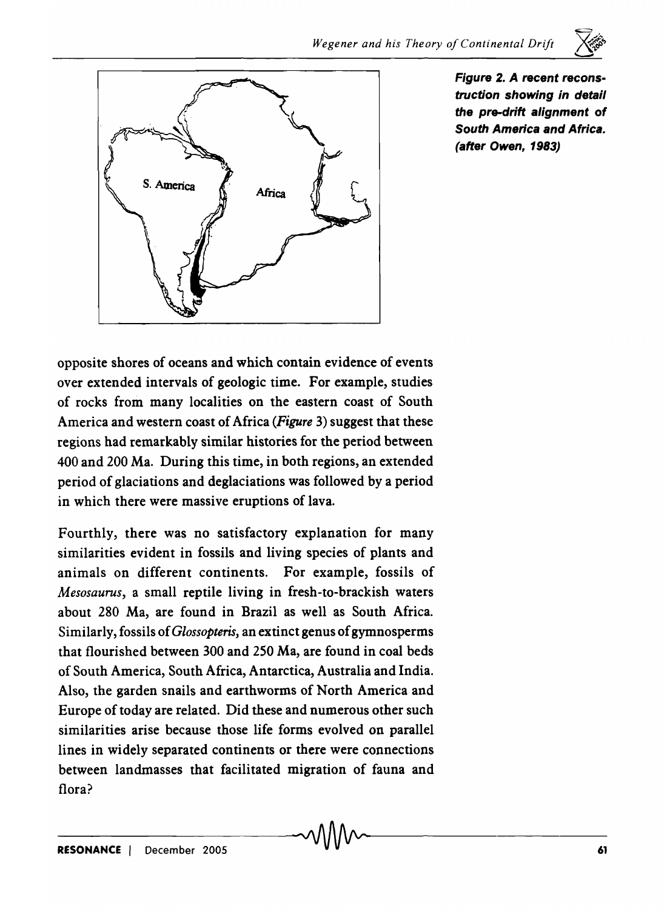**Figure 2. A recent reconstruction showing in detail the pre-drift alignment of South America and Africa. (after Owen, 1983)**

opposite shores of oceans and which contain evidence of events over extended intervals of geologic time. For example, studies of rocks from many localities on the eastern coast of South America and western coast of Africa (*Figure* 3) suggest that these regions had remarkably similar histories for the period between 400 and 200 Ma. During this time, in both regions, an extended period of glaciations and deglaciations was followed by a period in which there were massive eruptions of lava.

Fourthly, there was no satisfactory explanation for many similarities evident in fossils and living species of plants and animals on different continents. For example, fossils of *Mesosaurus*, a small reptile living in fresh-to-brackish waters about 280 Ma, are found in Brazil as well as South Africa. Similarly, fossils of *Glossopteris*, an extinct genus of gymnosperms that flourished between 300 and 250 Ma, are found in coal beds of South America, South Africa, Antarctica, Australia and India. Also, the garden snails and earthworms of North America and Europe of today are related. Did these and numerous other such similarities arise because those life forms evolved on parallel lines in widely separated continents or there were connections between landmasses that facilitated migration of fauna and flora?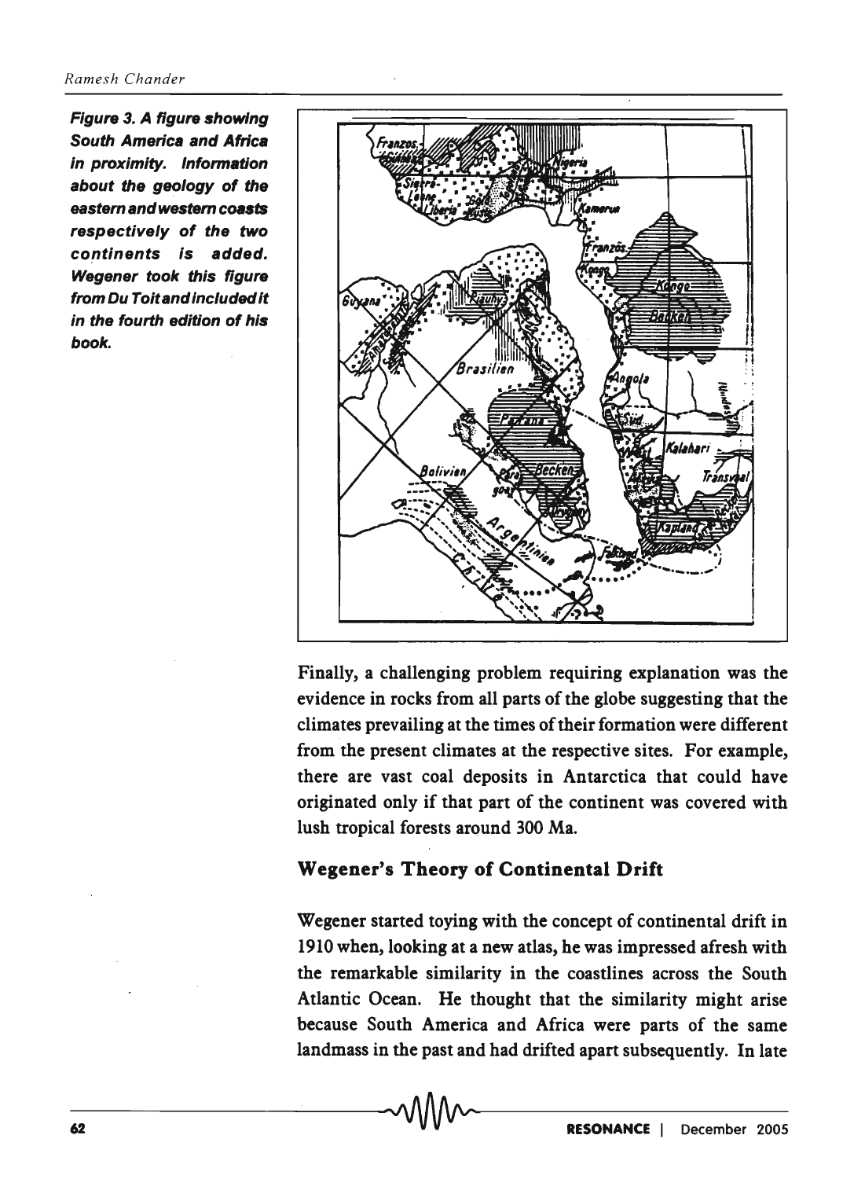**Figure 3. A figure showing South America and Africa in proximity. Information about the geology of the eastern and western coasts respectively of the two continents is added. Wegener took this figure from Du Toit and included it in the fourth edition of his book.**

Finally, a challenging problem requiring explanation was the evidence in rocks from all parts of the globe suggesting that the climates prevailing at the times of their formation were different from the present climates at the respective sites. For example, there are vast coal deposits in Antarctica that could have originated only if that part of the continent was covered with lush tropical forests around 300 Ma.

## Wegener's Theory of Continental Drift

Wegener started toying with the concept of continental drift in 1910 when, looking at a new atlas, he was impressed afresh with the remarkable similarity in the coastlines across the South Atlantic Ocean. He thought that the similarity might arise because South America and Africa were parts of the same landmass in the past and had drifted apart subsequently. In late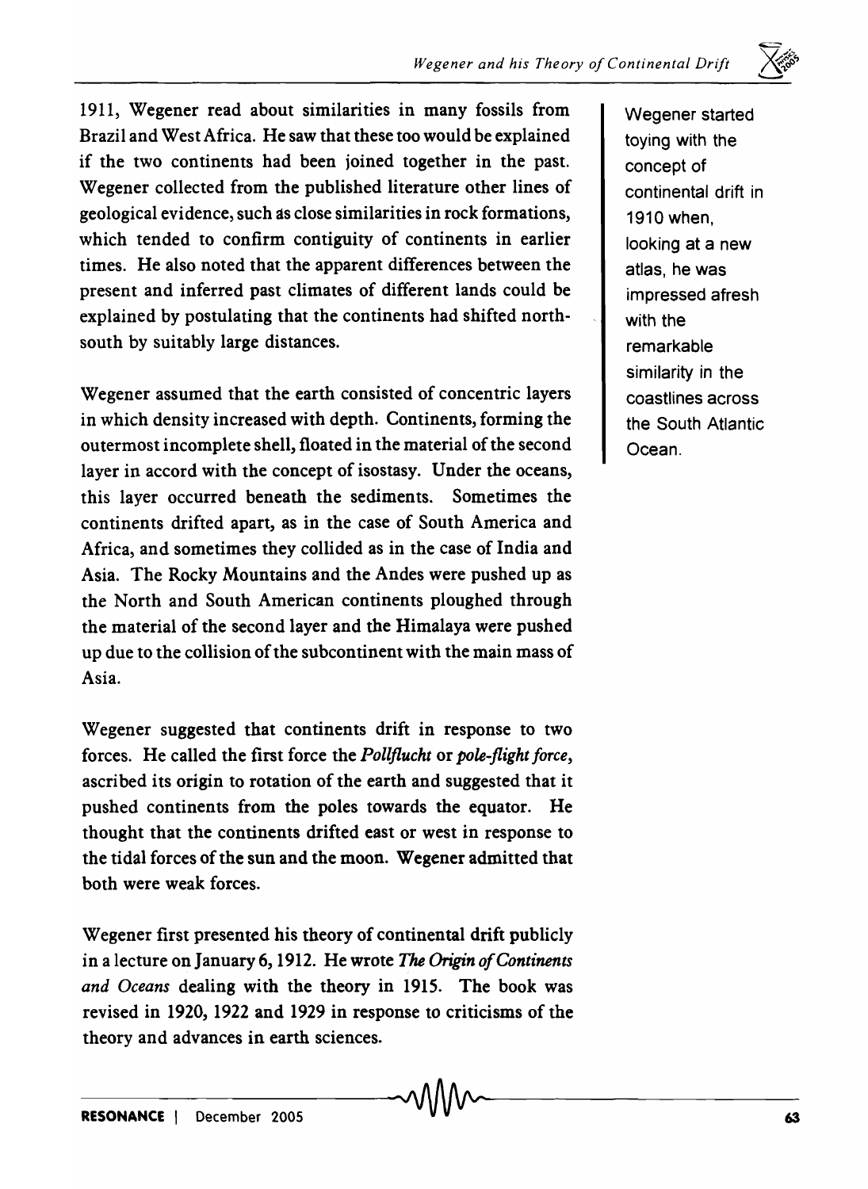1911, Wegener read about similarities in many fossils from Brazil and West Africa. He saw that these too would be explained if the two continents had been joined together in the past. Wegener collected from the published literature other lines of geological evidence, such as close similarities in rock formations, which tended to confirm contiguity of continents in earlier times. He also noted that the apparent differences between the present and inferred past climates of different lands could be explained by postulating that the continents had shifted north-south by suitably large distances.

Wegener started toying with the concept of continental drift in 1910 when, looking at a new atlas, he was impressed afresh with the remarkable similarity in the coastlines across the South Atlantic Ocean.

Wegener assumed that the earth consisted of concentric layers in which density increased with depth. Continents, forming the outermost incomplete shell, floated in the material of the second layer in accord with the concept of isostasy. Under the oceans, this layer occurred beneath the sediments. Sometimes the continents drifted apart, as in the case of South America and Africa, and sometimes they collided as in the case of India and Asia. The Rocky Mountains and the Andes were pushed up as the North and South American continents ploughed through the material of the second layer and the Himalaya were pushed up due to the collision of the subcontinent with the main mass of Asia.

Wegener suggested that continents drift in response to two forces. He called the first force the *Pollflucht* or *pole-flight force*, ascribed its origin to rotation of the earth and suggested that it pushed continents from the poles towards the equator. He thought that the continents drifted east or west in response to the tidal forces of the sun and the moon. Wegener admitted that both were weak forces.

Wegener first presented his theory of continental drift publicly in a lecture on January 6, 1912. He wrote *The Origin of Continents and Oceans* dealing with the theory in 1915. The book was revised in 1920, 1922 and 1929 in response to criticisms of the theory and advances in earth sciences.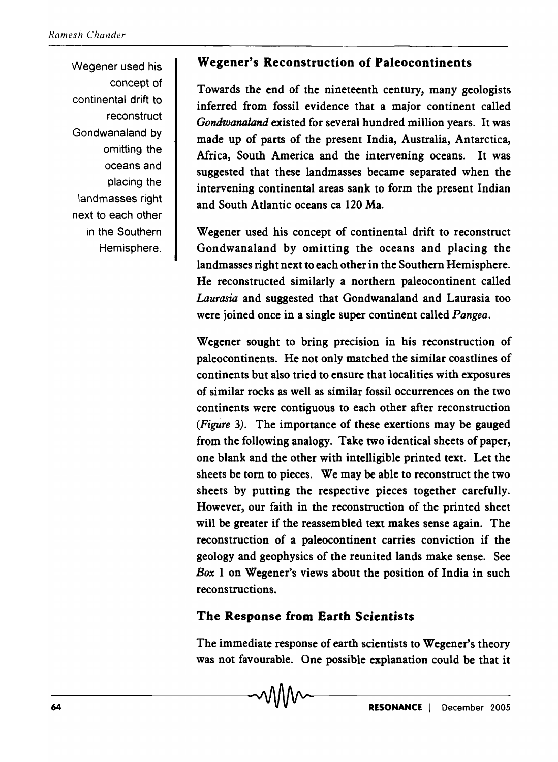## Wegener's Reconstruction of Paleocontinents

Wegener used his concept of continental drift to reconstruct Gondwanaland by omitting the oceans and placing the landmasses right next to each other in the Southern Hemisphere.

Towards the end of the nineteenth century, many geologists inferred from fossil evidence that a major continent called *Gondwanaland* existed for several hundred million years. It was made up of parts of the present India, Australia, Antarctica, Africa, South America and the intervening oceans. It was suggested that these landmasses became separated when the intervening continental areas sank to form the present Indian and South Atlantic oceans ca 120 Ma.

Wegener used his concept of continental drift to reconstruct Gondwanaland by omitting the oceans and placing the landmasses right next to each other in the Southern Hemisphere. He reconstructed similarly a northern paleocontinent called *Laurasia* and suggested that Gondwanaland and Laurasia too were joined once in a single super continent called *Pangea*.

Wegener sought to bring precision in his reconstruction of paleocontinents. He not only matched the similar coastlines of continents but also tried to ensure that localities with exposures of similar rocks as well as similar fossil occurrences on the two continents were contiguous to each other after reconstruction (*Figure* 3). The importance of these exertions may be gauged from the following analogy. Take two identical sheets of paper, one blank and the other with intelligible printed text. Let the sheets be torn to pieces. We may be able to reconstruct the two sheets by putting the respective pieces together carefully. However, our faith in the reconstruction of the printed sheet will be greater if the reassembled text makes sense again. The reconstruction of a paleocontinent carries conviction if the geology and geophysics of the reunited lands make sense. See *Box* 1 on Wegener's views about the position of India in such reconstructions.

## The Response from Earth Scientists

The immediate response of earth scientists to Wegener's theory was not favourable. One possible explanation could be that it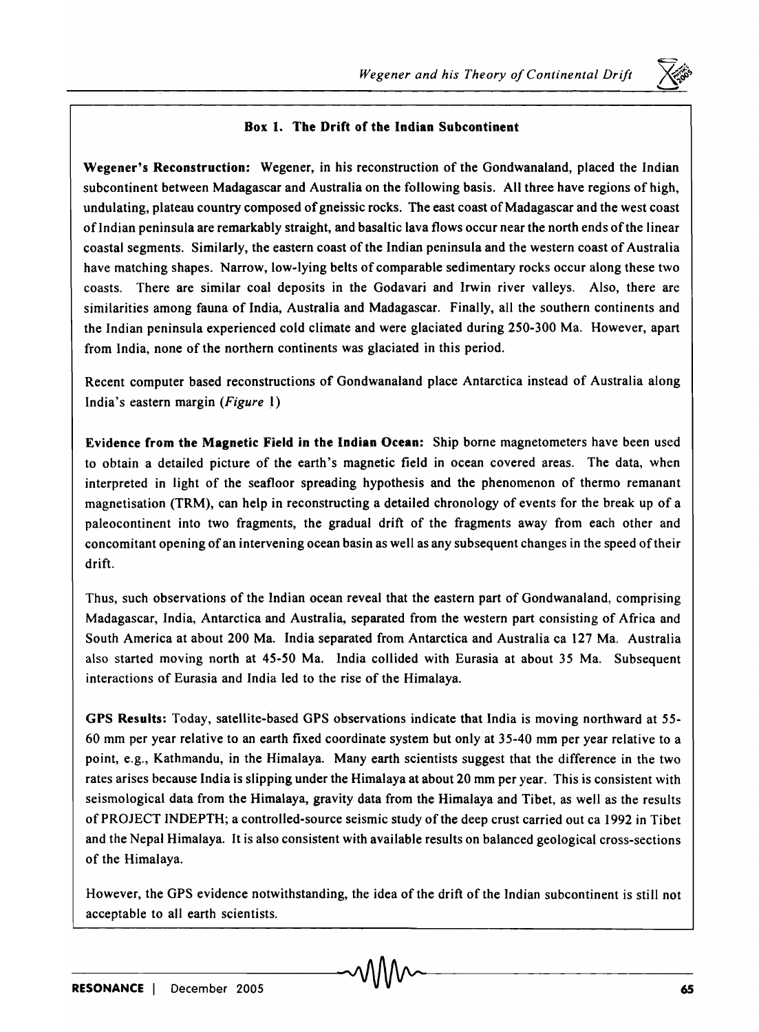### Box 1. The Drift of the Indian Subcontinent

**Wegener's Reconstruction:** Wegener, in his reconstruction of the Gondwanaland, placed the Indian subcontinent between Madagascar and Australia on the following basis. All three have regions of high, undulating, plateau country composed of gneissic rocks. The east coast of Madagascar and the west coast of Indian peninsula are remarkably straight, and basaltic lava flows occur near the north ends of the linear coastal segments. Similarly, the eastern coast of the Indian peninsula and the western coast of Australia have matching shapes. Narrow, low-lying belts of comparable sedimentary rocks occur along these two coasts. There are similar coal deposits in the Godavari and Irwin river valleys. Also, there are similarities among fauna of India, Australia and Madagascar. Finally, all the southern continents and the Indian peninsula experienced cold climate and were glaciated during 250-300 Ma. However, apart from India, none of the northern continents was glaciated in this period.

Recent computer based reconstructions of Gondwanaland place Antarctica instead of Australia along India's eastern margin (*Figure* 1)

**Evidence from the Magnetic Field in the Indian Ocean:** Ship borne magnetometers have been used to obtain a detailed picture of the earth's magnetic field in ocean covered areas. The data, when interpreted in light of the seafloor spreading hypothesis and the phenomenon of thermo remanant magnetisation (TRM), can help in reconstructing a detailed chronology of events for the break up of a paleocontinent into two fragments, the gradual drift of the fragments away from each other and concomitant opening of an intervening ocean basin as well as any subsequent changes in the speed of their drift.

Thus, such observations of the Indian ocean reveal that the eastern part of Gondwanaland, comprising Madagascar, India, Antarctica and Australia, separated from the western part consisting of Africa and South America at about 200 Ma. India separated from Antarctica and Australia ca 127 Ma. Australia also started moving north at 45-50 Ma. India collided with Eurasia at about 35 Ma. Subsequent interactions of Eurasia and India led to the rise of the Himalaya.

**GPS Results:** Today, satellite-based GPS observations indicate that India is moving northward at 55-60 mm per year relative to an earth fixed coordinate system but only at 35-40 mm per year relative to a point, e.g., Kathmandu, in the Himalaya. Many earth scientists suggest that the difference in the two rates arises because India is slipping under the Himalaya at about 20 mm per year. This is consistent with seismological data from the Himalaya, gravity data from the Himalaya and Tibet, as well as the results of PROJECT INDEPTH; a controlled-source seismic study of the deep crust carried out ca 1992 in Tibet and the Nepal Himalaya. It is also consistent with available results on balanced geological cross-sections of the Himalaya.

However, the GPS evidence notwithstanding, the idea of the drift of the Indian subcontinent is still not acceptable to all earth scientists.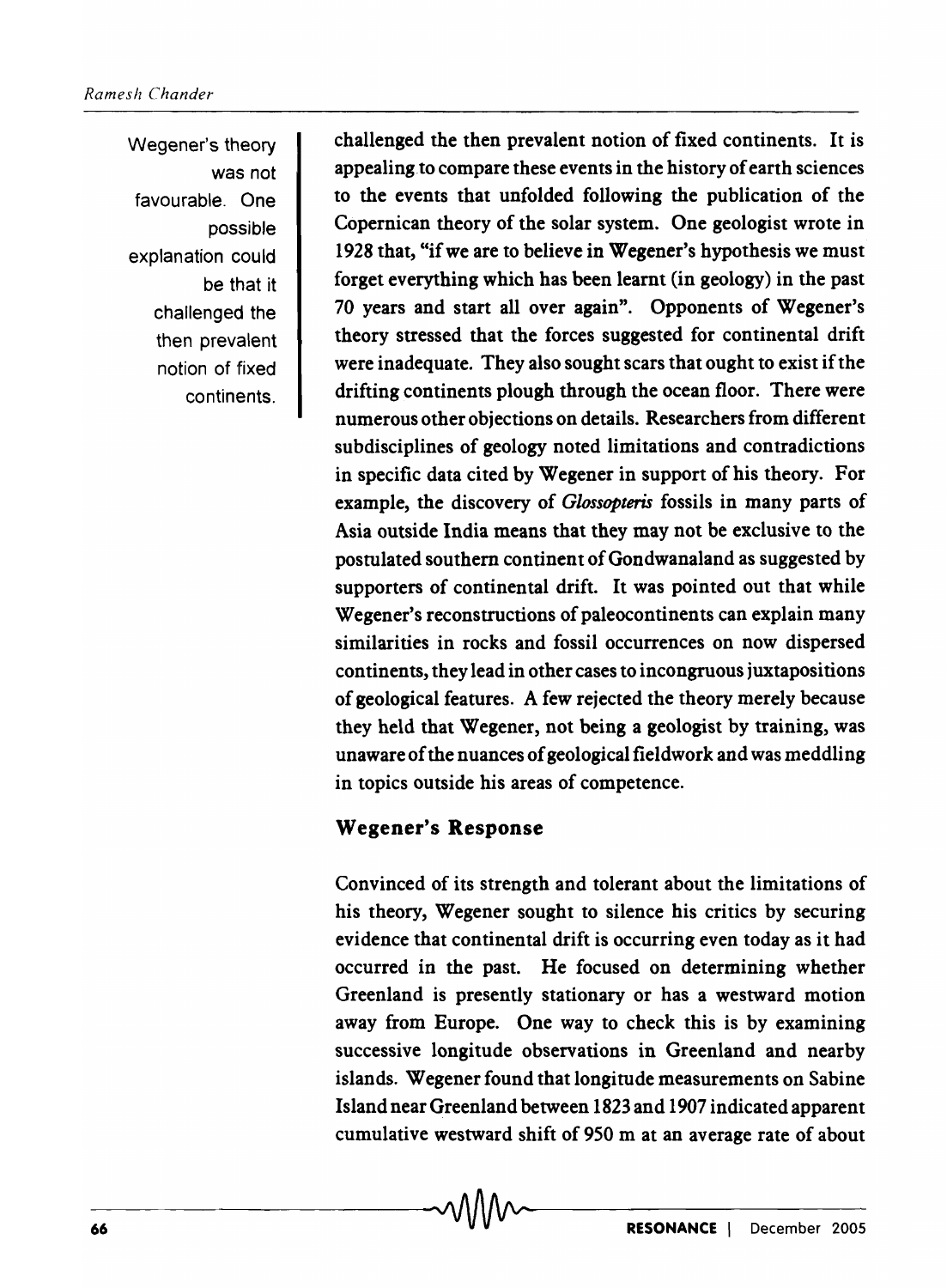> Wegener's theory was not favourable. One possible explanation could be that it challenged the then prevalent notion of fixed continents.

challenged the then prevalent notion of fixed continents. It is appealing to compare these events in the history of earth sciences to the events that unfolded following the publication of the Copernican theory of the solar system. One geologist wrote in 1928 that, "if we are to believe in Wegener's hypothesis we must forget everything which has been learnt (in geology) in the past 70 years and start all over again". Opponents of Wegener's theory stressed that the forces suggested for continental drift were inadequate. They also sought scars that ought to exist if the drifting continents plough through the ocean floor. There were numerous other objections on details. Researchers from different subdisciplines of geology noted limitations and contradictions in specific data cited by Wegener in support of his theory. For example, the discovery of *Glossopteris* fossils in many parts of Asia outside India means that they may not be exclusive to the postulated southern continent of Gondwanaland as suggested by supporters of continental drift. It was pointed out that while Wegener's reconstructions of paleocontinents can explain many similarities in rocks and fossil occurrences on now dispersed continents, they lead in other cases to incongruous juxtapositions of geological features. A few rejected the theory merely because they held that Wegener, not being a geologist by training, was unaware of the nuances of geological fieldwork and was meddling in topics outside his areas of competence.

## Wegener's Response

Convinced of its strength and tolerant about the limitations of his theory, Wegener sought to silence his critics by securing evidence that continental drift is occurring even today as it had occurred in the past. He focused on determining whether Greenland is presently stationary or has a westward motion away from Europe. One way to check this is by examining successive longitude observations in Greenland and nearby islands. Wegener found that longitude measurements on Sabine Island near Greenland between 1823 and 1907 indicated apparent cumulative westward shift of 950 m at an average rate of about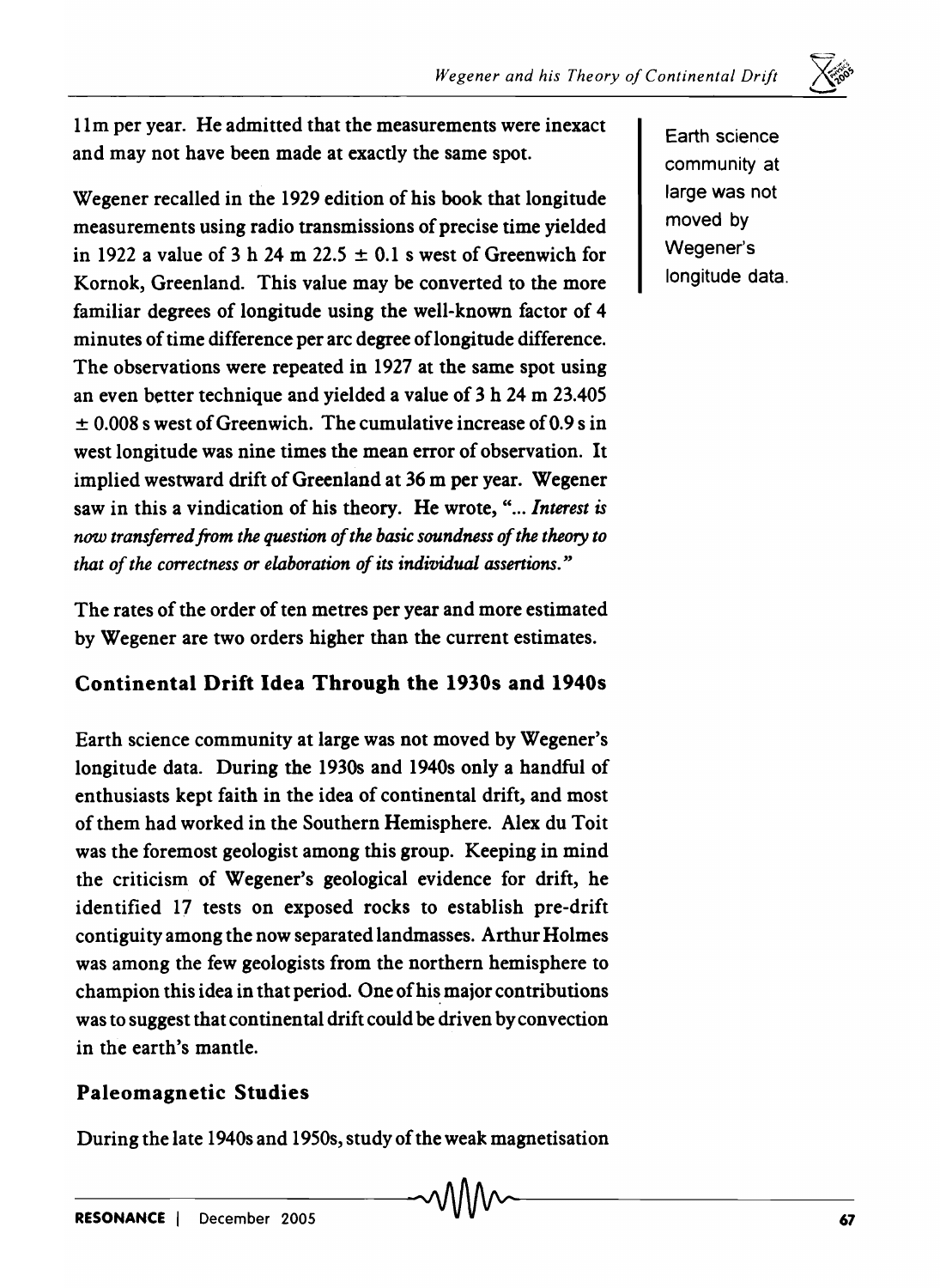11m per year. He admitted that the measurements were inexact and may not have been made at exactly the same spot.

Wegener recalled in the 1929 edition of his book that longitude measurements using radio transmissions of precise time yielded in 1922 a value of 3 h 24 m 22.5 $\pm$ 0.1 s west of Greenwich for Kornok, Greenland. This value may be converted to the more familiar degrees of longitude using the well-known factor of 4 minutes of time difference per arc degree of longitude difference. The observations were repeated in 1927 at the same spot using an even better technique and yielded a value of 3 h 24 m 23.405 $\pm$ 0.008 s west of Greenwich. The cumulative increase of 0.9 s in west longitude was nine times the mean error of observation. It implied westward drift of Greenland at 36 m per year. Wegener saw in this a vindication of his theory. He wrote, "*... Interest is now transferred from the question of the basic soundness of the theory to that of the correctness or elaboration of its individual assertions.*"

The rates of the order of ten metres per year and more estimated by Wegener are two orders higher than the current estimates.

Earth science community at large was not moved by Wegener's longitude data.

## Continental Drift Idea Through the 1930s and 1940s

Earth science community at large was not moved by Wegener's longitude data. During the 1930s and 1940s only a handful of enthusiasts kept faith in the idea of continental drift, and most of them had worked in the Southern Hemisphere. Alex du Toit was the foremost geologist among this group. Keeping in mind the criticism of Wegener's geological evidence for drift, he identified 17 tests on exposed rocks to establish pre-drift contiguity among the now separated landmasses. Arthur Holmes was among the few geologists from the northern hemisphere to champion this idea in that period. One of his major contributions was to suggest that continental drift could be driven by convection in the earth's mantle.

## Paleomagnetic Studies

During the late 1940s and 1950s, study of the weak magnetisation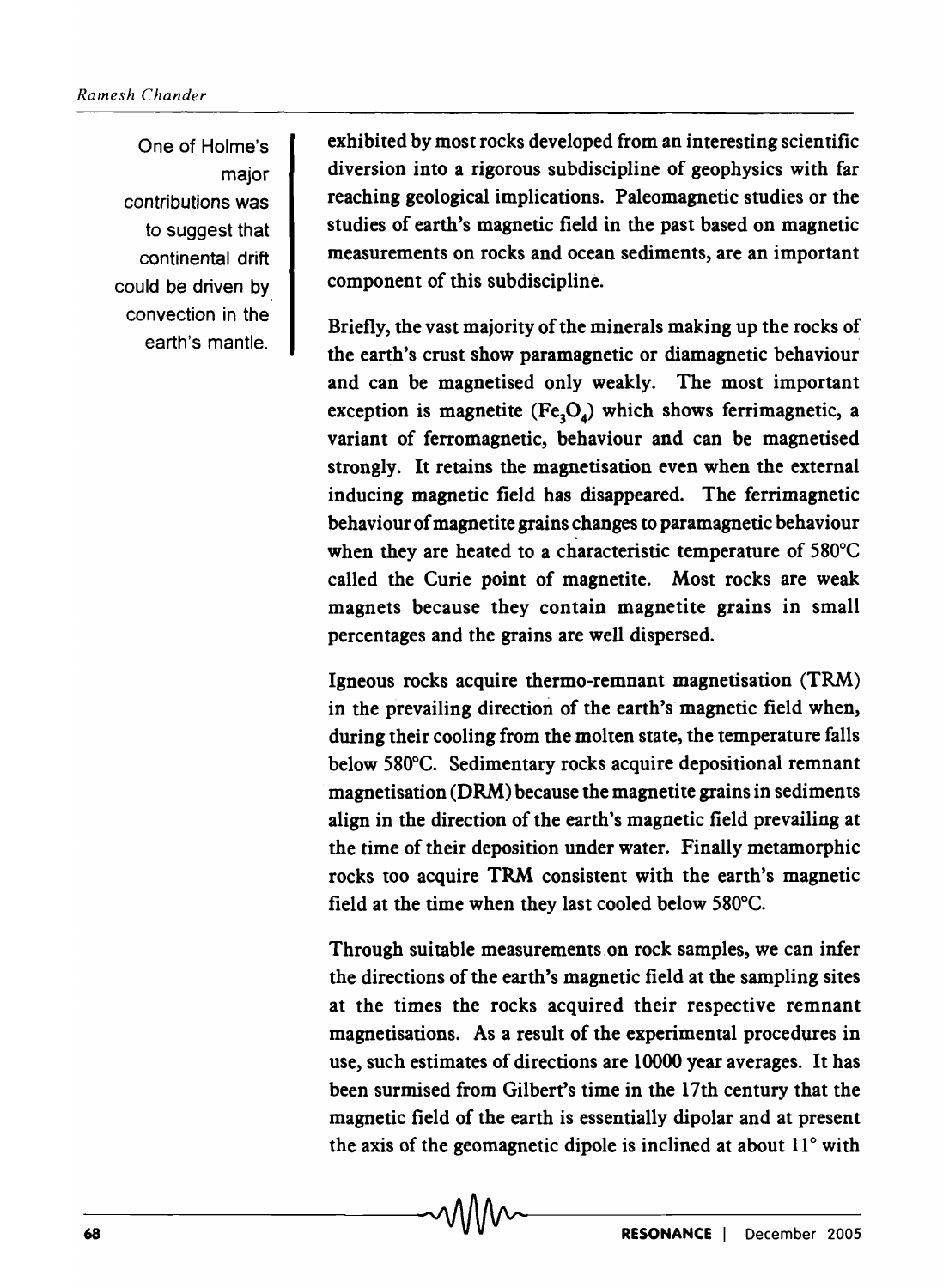> One of Holme's major contributions was to suggest that continental drift could be driven by convection in the earth's mantle.

exhibited by most rocks developed from an interesting scientific diversion into a rigorous subdiscipline of geophysics with far reaching geological implications. Paleomagnetic studies or the studies of earth's magnetic field in the past based on magnetic measurements on rocks and ocean sediments, are an important component of this subdiscipline.

Briefly, the vast majority of the minerals making up the rocks of the earth's crust show paramagnetic or diamagnetic behaviour and can be magnetised only weakly. The most important exception is magnetite ($Fe_3O_4$) which shows ferrimagnetic, a variant of ferromagnetic, behaviour and can be magnetised strongly. It retains the magnetisation even when the external inducing magnetic field has disappeared. The ferrimagnetic behaviour of magnetite grains changes to paramagnetic behaviour when they are heated to a characteristic temperature of 580°C called the Curie point of magnetite. Most rocks are weak magnets because they contain magnetite grains in small percentages and the grains are well dispersed.

Igneous rocks acquire thermo-remnant magnetisation (TRM) in the prevailing direction of the earth's magnetic field when, during their cooling from the molten state, the temperature falls below 580°C. Sedimentary rocks acquire depositional remnant magnetisation (DRM) because the magnetite grains in sediments align in the direction of the earth's magnetic field prevailing at the time of their deposition under water. Finally metamorphic rocks too acquire TRM consistent with the earth's magnetic field at the time when they last cooled below 580°C.

Through suitable measurements on rock samples, we can infer the directions of the earth's magnetic field at the sampling sites at the times the rocks acquired their respective remnant magnetisations. As a result of the experimental procedures in use, such estimates of directions are 10000 year averages. It has been surmised from Gilbert's time in the 17th century that the magnetic field of the earth is essentially dipolar and at present the axis of the geomagnetic dipole is inclined at about 11° with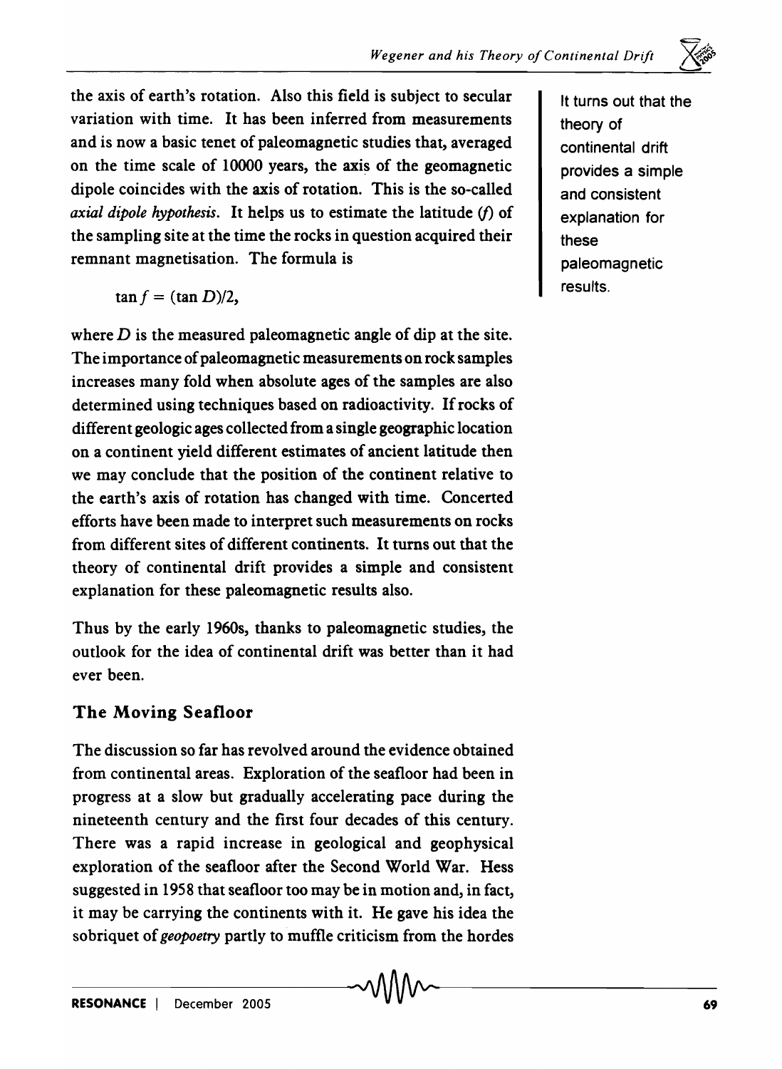the axis of earth's rotation. Also this field is subject to secular variation with time. It has been inferred from measurements and is now a basic tenet of paleomagnetic studies that, averaged on the time scale of 10000 years, the axis of the geomagnetic dipole coincides with the axis of rotation. This is the so-called *axial dipole hypothesis*. It helps us to estimate the latitude ($f$) of the sampling site at the time the rocks in question acquired their remnant magnetisation. The formula is

$$\tan f = (\tan D)/2,$$

where $D$ is the measured paleomagnetic angle of dip at the site. The importance of paleomagnetic measurements on rock samples increases many fold when absolute ages of the samples are also determined using techniques based on radioactivity. If rocks of different geologic ages collected from a single geographic location on a continent yield different estimates of ancient latitude then we may conclude that the position of the continent relative to the earth's axis of rotation has changed with time. Concerted efforts have been made to interpret such measurements on rocks from different sites of different continents. It turns out that the theory of continental drift provides a simple and consistent explanation for these paleomagnetic results also.

It turns out that the theory of continental drift provides a simple and consistent explanation for these paleomagnetic results.

Thus by the early 1960s, thanks to paleomagnetic studies, the outlook for the idea of continental drift was better than it had ever been.

## The Moving Seafloor

The discussion so far has revolved around the evidence obtained from continental areas. Exploration of the seafloor had been in progress at a slow but gradually accelerating pace during the nineteenth century and the first four decades of this century. There was a rapid increase in geological and geophysical exploration of the seafloor after the Second World War. Hess suggested in 1958 that seafloor too may be in motion and, in fact, it may be carrying the continents with it. He gave his idea the sobriquet of *geopoetry* partly to muffle criticism from the hordes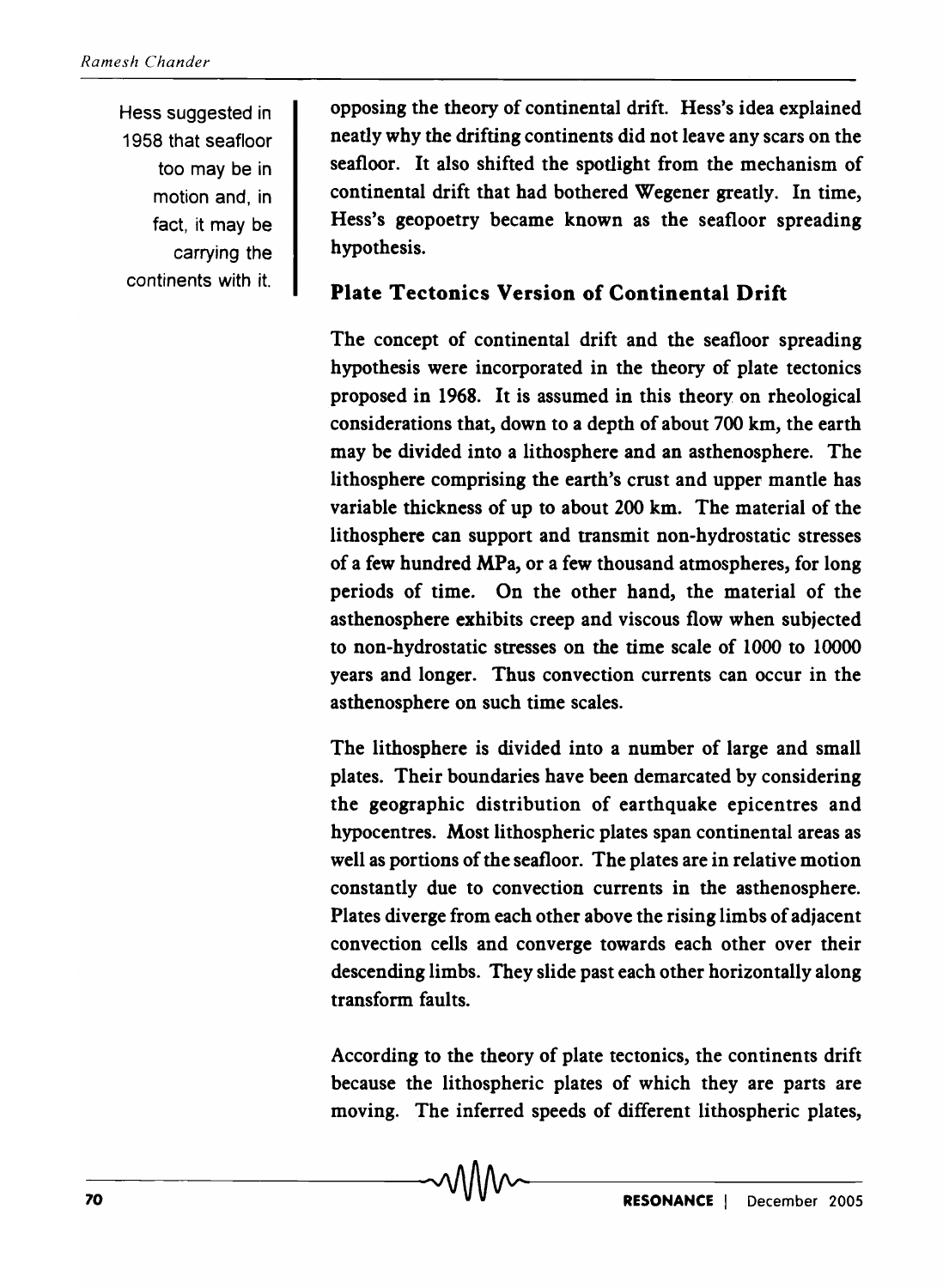Hess suggested in 1958 that seafloor too may be in motion and, in fact, it may be carrying the continents with it.

opposing the theory of continental drift. Hess's idea explained neatly why the drifting continents did not leave any scars on the seafloor. It also shifted the spotlight from the mechanism of continental drift that had bothered Wegener greatly. In time, Hess's geopoetry became known as the seafloor spreading hypothesis.

## Plate Tectonics Version of Continental Drift

The concept of continental drift and the seafloor spreading hypothesis were incorporated in the theory of plate tectonics proposed in 1968. It is assumed in this theory on rheological considerations that, down to a depth of about 700 km, the earth may be divided into a lithosphere and an asthenosphere. The lithosphere comprising the earth's crust and upper mantle has variable thickness of up to about 200 km. The material of the lithosphere can support and transmit non-hydrostatic stresses of a few hundred MPa, or a few thousand atmospheres, for long periods of time. On the other hand, the material of the asthenosphere exhibits creep and viscous flow when subjected to non-hydrostatic stresses on the time scale of 1000 to 10000 years and longer. Thus convection currents can occur in the asthenosphere on such time scales.

The lithosphere is divided into a number of large and small plates. Their boundaries have been demarcated by considering the geographic distribution of earthquake epicentres and hypocentres. Most lithospheric plates span continental areas as well as portions of the seafloor. The plates are in relative motion constantly due to convection currents in the asthenosphere. Plates diverge from each other above the rising limbs of adjacent convection cells and converge towards each other over their descending limbs. They slide past each other horizontally along transform faults.

According to the theory of plate tectonics, the continents drift because the lithospheric plates of which they are parts are moving. The inferred speeds of different lithospheric plates,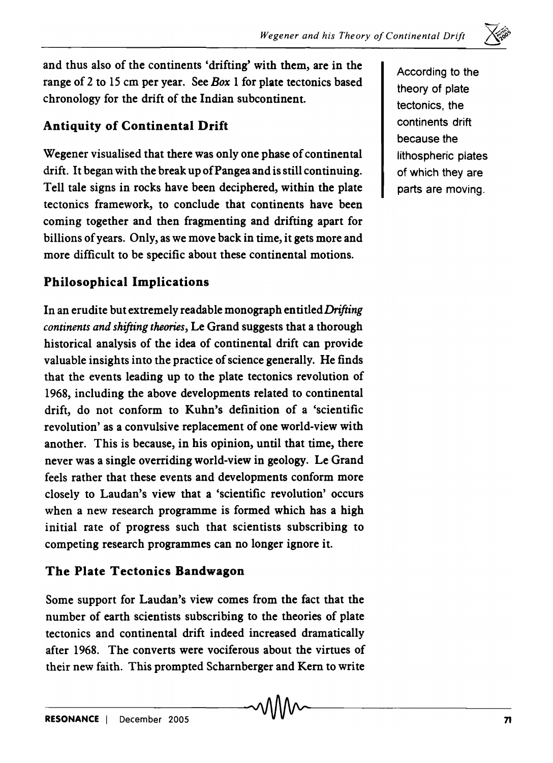and thus also of the continents 'drifting' with them, are in the range of 2 to 15 cm per year. See *Box* 1 for plate tectonics based chronology for the drift of the Indian subcontinent.

According to the theory of plate tectonics, the continents drift because the lithospheric plates of which they are parts are moving.

## Antiquity of Continental Drift

Wegener visualised that there was only one phase of continental drift. It began with the break up of Pangea and is still continuing. Tell tale signs in rocks have been deciphered, within the plate tectonics framework, to conclude that continents have been coming together and then fragmenting and drifting apart for billions of years. Only, as we move back in time, it gets more and more difficult to be specific about these continental motions.

## Philosophical Implications

In an erudite but extremely readable monograph entitled *Drifting continents and shifting theories*, Le Grand suggests that a thorough historical analysis of the idea of continental drift can provide valuable insights into the practice of science generally. He finds that the events leading up to the plate tectonics revolution of 1968, including the above developments related to continental drift, do not conform to Kuhn's definition of a 'scientific revolution' as a convulsive replacement of one world-view with another. This is because, in his opinion, until that time, there never was a single overriding world-view in geology. Le Grand feels rather that these events and developments conform more closely to Laudan's view that a 'scientific revolution' occurs when a new research programme is formed which has a high initial rate of progress such that scientists subscribing to competing research programmes can no longer ignore it.

## The Plate Tectonics Bandwagon

Some support for Laudan's view comes from the fact that the number of earth scientists subscribing to the theories of plate tectonics and continental drift indeed increased dramatically after 1968. The converts were vociferous about the virtues of their new faith. This prompted Scharnberger and Kern to write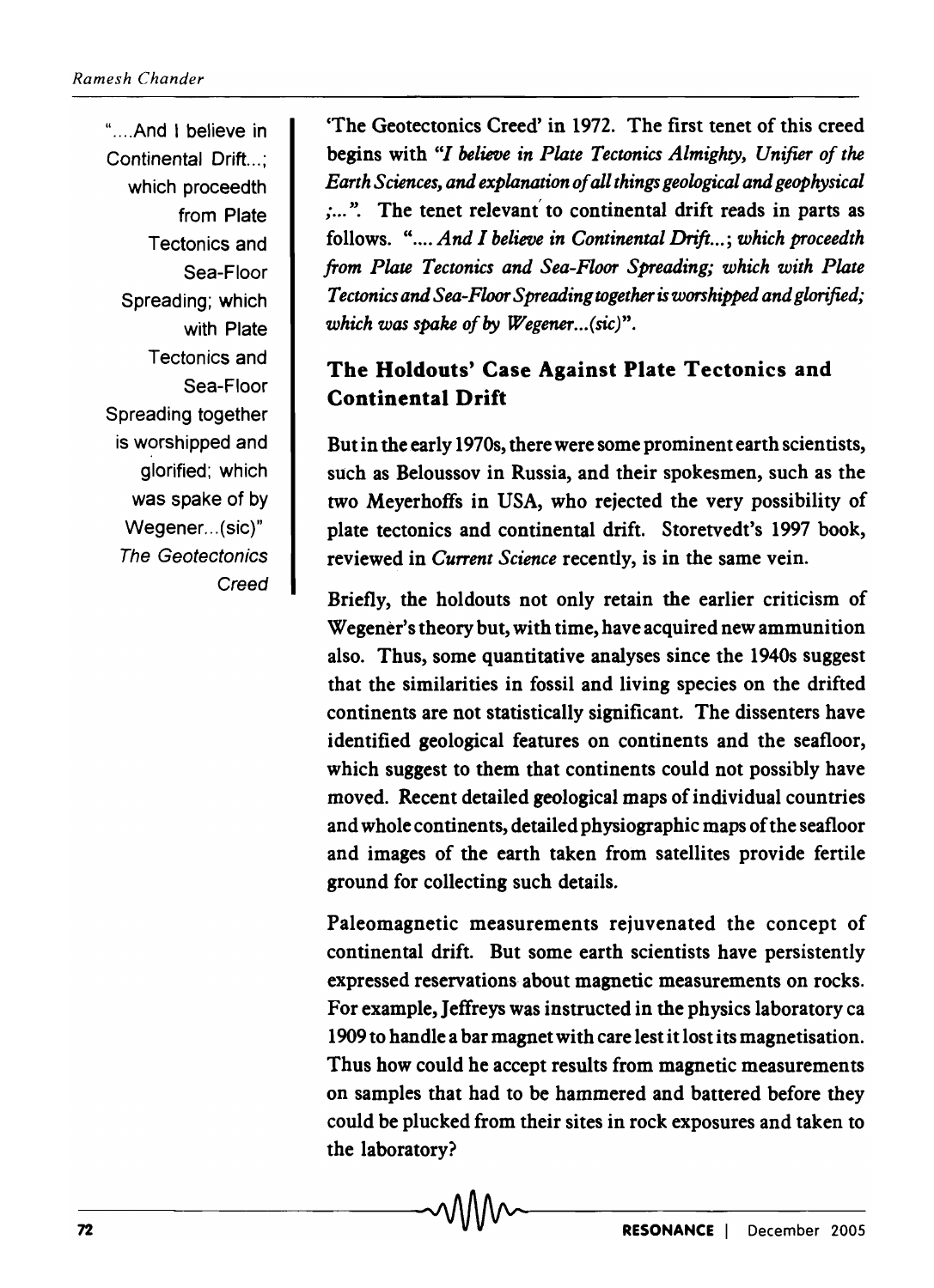"....And I believe in Continental Drift...; which proceedeth from Plate Tectonics and Sea-Floor Spreading; which with Plate Tectonics and Sea-Floor Spreading together is worshipped and glorified; which was spake of by Wegener...(sic)"
*The Geotectonics Creed*

'The Geotectonics Creed' in 1972. The first tenet of this creed begins with *"I believe in Plate Tectonics Almighty, Unifier of the Earth Sciences, and explanation of all things geological and geophysical ;..."*. The tenet relevant to continental drift reads in parts as follows. *".... And I believe in Continental Drift...; which proceedeth from Plate Tectonics and Sea-Floor Spreading; which with Plate Tectonics and Sea-Floor Spreading together is worshipped and glorified; which was spake of by Wegener...(sic)"*.

## The Holdouts' Case Against Plate Tectonics and Continental Drift

But in the early 1970s, there were some prominent earth scientists, such as Beloussov in Russia, and their spokesmen, such as the two Meyerhoffs in USA, who rejected the very possibility of plate tectonics and continental drift. Storetvedt's 1997 book, reviewed in *Current Science* recently, is in the same vein.

Briefly, the holdouts not only retain the earlier criticism of Wegener's theory but, with time, have acquired new ammunition also. Thus, some quantitative analyses since the 1940s suggest that the similarities in fossil and living species on the drifted continents are not statistically significant. The dissenters have identified geological features on continents and the seafloor, which suggest to them that continents could not possibly have moved. Recent detailed geological maps of individual countries and whole continents, detailed physiographic maps of the seafloor and images of the earth taken from satellites provide fertile ground for collecting such details.

Paleomagnetic measurements rejuvenated the concept of continental drift. But some earth scientists have persistently expressed reservations about magnetic measurements on rocks. For example, Jeffreys was instructed in the physics laboratory ca 1909 to handle a bar magnet with care lest it lost its magnetisation. Thus how could he accept results from magnetic measurements on samples that had to be hammered and battered before they could be plucked from their sites in rock exposures and taken to the laboratory?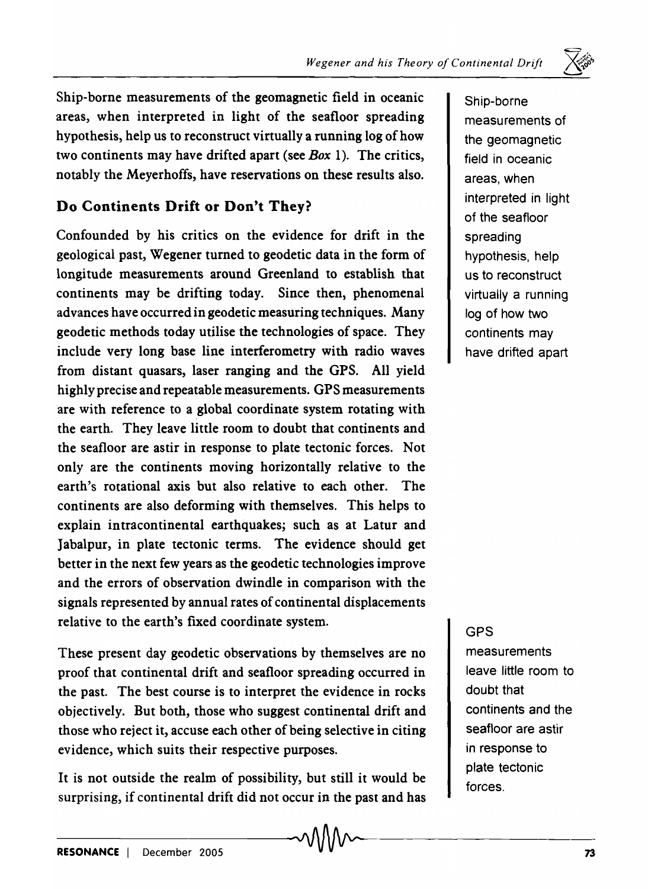Ship-borne measurements of the geomagnetic field in oceanic areas, when interpreted in light of the seafloor spreading hypothesis, help us to reconstruct virtually a running log of how two continents may have drifted apart (see *Box* 1). The critics, notably the Meyerhoffs, have reservations on these results also.

## Do Continents Drift or Don't They?

Confounded by his critics on the evidence for drift in the geological past, Wegener turned to geodetic data in the form of longitude measurements around Greenland to establish that continents may be drifting today. Since then, phenomenal advances have occurred in geodetic measuring techniques. Many geodetic methods today utilise the technologies of space. They include very long base line interferometry with radio waves from distant quasars, laser ranging and the GPS. All yield highly precise and repeatable measurements. GPS measurements are with reference to a global coordinate system rotating with the earth. They leave little room to doubt that continents and the seafloor are astir in response to plate tectonic forces. Not only are the continents moving horizontally relative to the earth's rotational axis but also relative to each other. The continents are also deforming with themselves. This helps to explain intracontinental earthquakes; such as at Latur and Jabalpur, in plate tectonic terms. The evidence should get better in the next few years as the geodetic technologies improve and the errors of observation dwindle in comparison with the signals represented by annual rates of continental displacements relative to the earth's fixed coordinate system.

These present day geodetic observations by themselves are no proof that continental drift and seafloor spreading occurred in the past. The best course is to interpret the evidence in rocks objectively. But both, those who suggest continental drift and those who reject it, accuse each other of being selective in citing evidence, which suits their respective purposes.

It is not outside the realm of possibility, but still it would be surprising, if continental drift did not occur in the past and has

> Ship-borne measurements of the geomagnetic field in oceanic areas, when interpreted in light of the seafloor spreading hypothesis, help us to reconstruct virtually a running log of how two continents may have drifted apart

> GPS measurements leave little room to doubt that continents and the seafloor are astir in response to plate tectonic forces.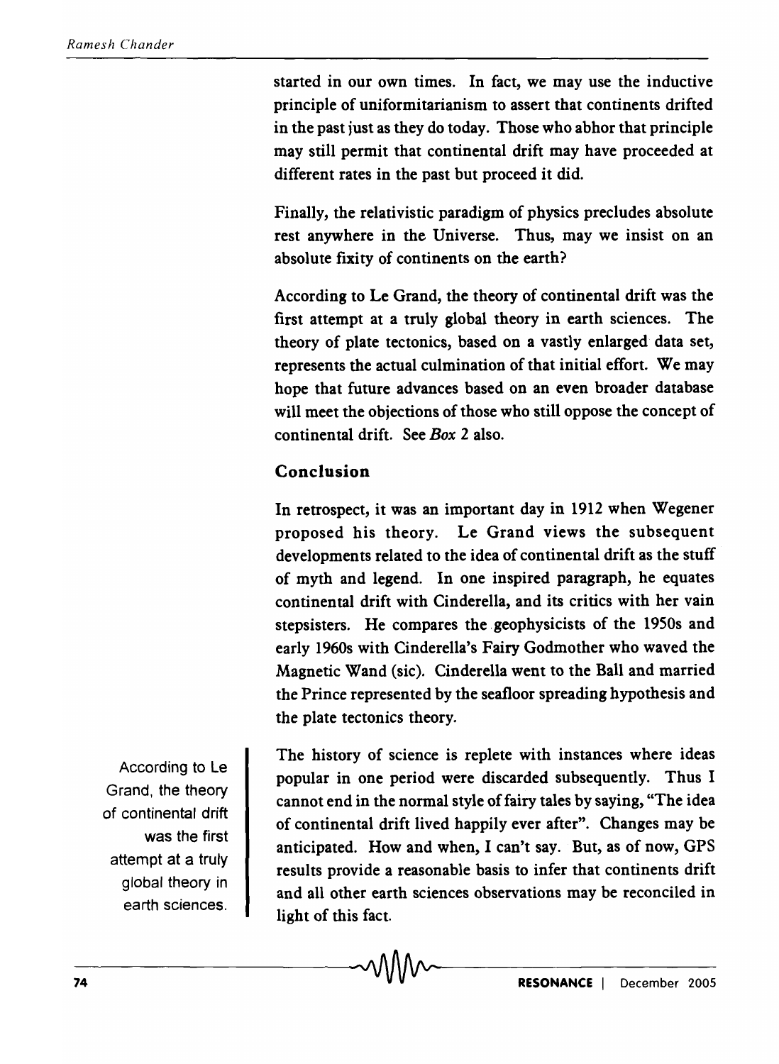started in our own times. In fact, we may use the inductive principle of uniformitarianism to assert that continents drifted in the past just as they do today. Those who abhor that principle may still permit that continental drift may have proceeded at different rates in the past but proceed it did.

Finally, the relativistic paradigm of physics precludes absolute rest anywhere in the Universe. Thus, may we insist on an absolute fixity of continents on the earth?

According to Le Grand, the theory of continental drift was the first attempt at a truly global theory in earth sciences. The theory of plate tectonics, based on a vastly enlarged data set, represents the actual culmination of that initial effort. We may hope that future advances based on an even broader database will meet the objections of those who still oppose the concept of continental drift. See *Box* 2 also.

## Conclusion

In retrospect, it was an important day in 1912 when Wegener proposed his theory. Le Grand views the subsequent developments related to the idea of continental drift as the stuff of myth and legend. In one inspired paragraph, he equates continental drift with Cinderella, and its critics with her vain stepsisters. He compares the geophysicists of the 1950s and early 1960s with Cinderella's Fairy Godmother who waved the Magnetic Wand (sic). Cinderella went to the Ball and married the Prince represented by the seafloor spreading hypothesis and the plate tectonics theory.

The history of science is replete with instances where ideas popular in one period were discarded subsequently. Thus I cannot end in the normal style of fairy tales by saying, "The idea of continental drift lived happily ever after". Changes may be anticipated. How and when, I can't say. But, as of now, GPS results provide a reasonable basis to infer that continents drift and all other earth sciences observations may be reconciled in light of this fact.

According to Le Grand, the theory of continental drift was the first attempt at a truly global theory in earth sciences.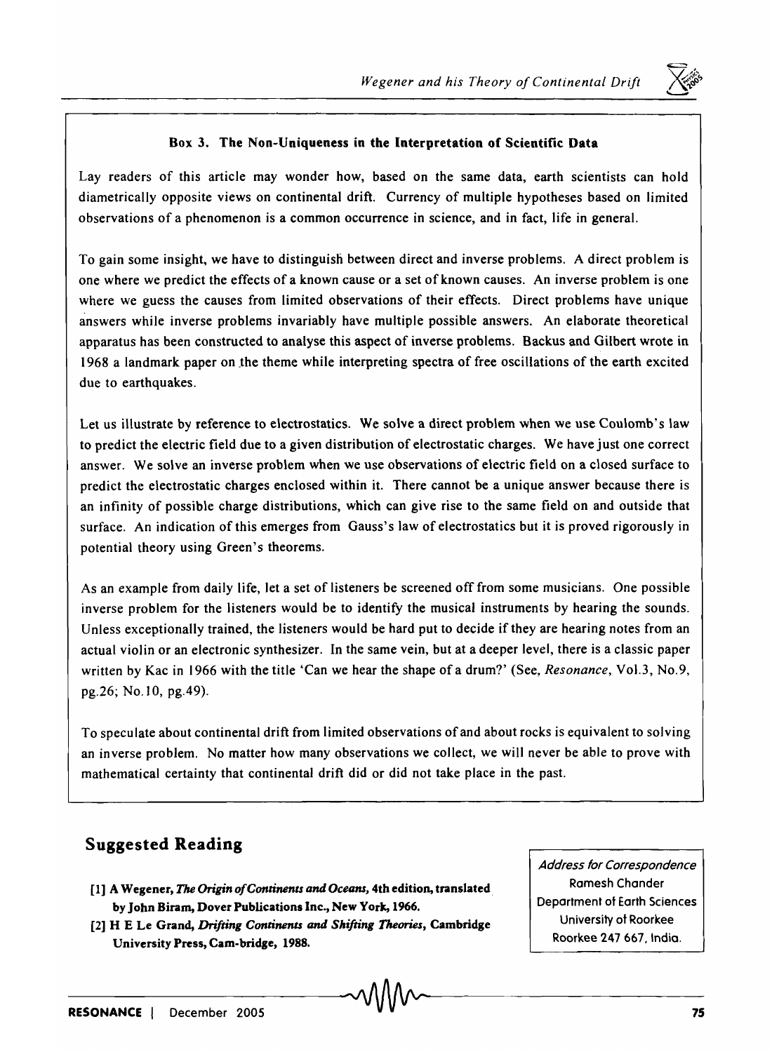### Box 3. The Non-Uniqueness in the Interpretation of Scientific Data

Lay readers of this article may wonder how, based on the same data, earth scientists can hold diametrically opposite views on continental drift. Currency of multiple hypotheses based on limited observations of a phenomenon is a common occurrence in science, and in fact, life in general.

To gain some insight, we have to distinguish between direct and inverse problems. A direct problem is one where we predict the effects of a known cause or a set of known causes. An inverse problem is one where we guess the causes from limited observations of their effects. Direct problems have unique answers while inverse problems invariably have multiple possible answers. An elaborate theoretical apparatus has been constructed to analyse this aspect of inverse problems. Backus and Gilbert wrote in 1968 a landmark paper on the theme while interpreting spectra of free oscillations of the earth excited due to earthquakes.

Let us illustrate by reference to electrostatics. We solve a direct problem when we use Coulomb's law to predict the electric field due to a given distribution of electrostatic charges. We have just one correct answer. We solve an inverse problem when we use observations of electric field on a closed surface to predict the electrostatic charges enclosed within it. There cannot be a unique answer because there is an infinity of possible charge distributions, which can give rise to the same field on and outside that surface. An indication of this emerges from Gauss's law of electrostatics but it is proved rigorously in potential theory using Green's theorems.

As an example from daily life, let a set of listeners be screened off from some musicians. One possible inverse problem for the listeners would be to identify the musical instruments by hearing the sounds. Unless exceptionally trained, the listeners would be hard put to decide if they are hearing notes from an actual violin or an electronic synthesizer. In the same vein, but at a deeper level, there is a classic paper written by Kac in 1966 with the title 'Can we hear the shape of a drum?' (See, *Resonance*, Vol.3, No.9, pg.26; No.10, pg.49).

To speculate about continental drift from limited observations of and about rocks is equivalent to solving an inverse problem. No matter how many observations we collect, we will never be able to prove with mathematical certainty that continental drift did or did not take place in the past.

## Suggested Reading

**[1] A Wegener, *The Origin of Continents and Oceans*, 4th edition, translated by John Biram, Dover Publications Inc., New York, 1966.**

**[2] H E Le Grand, *Drifting Continents and Shifting Theories*, Cambridge University Press, Cam-bridge, 1988.**

*Address for Correspondence*
Ramesh Chander
Department of Earth Sciences
University of Roorkee
Roorkee 247 667, India.